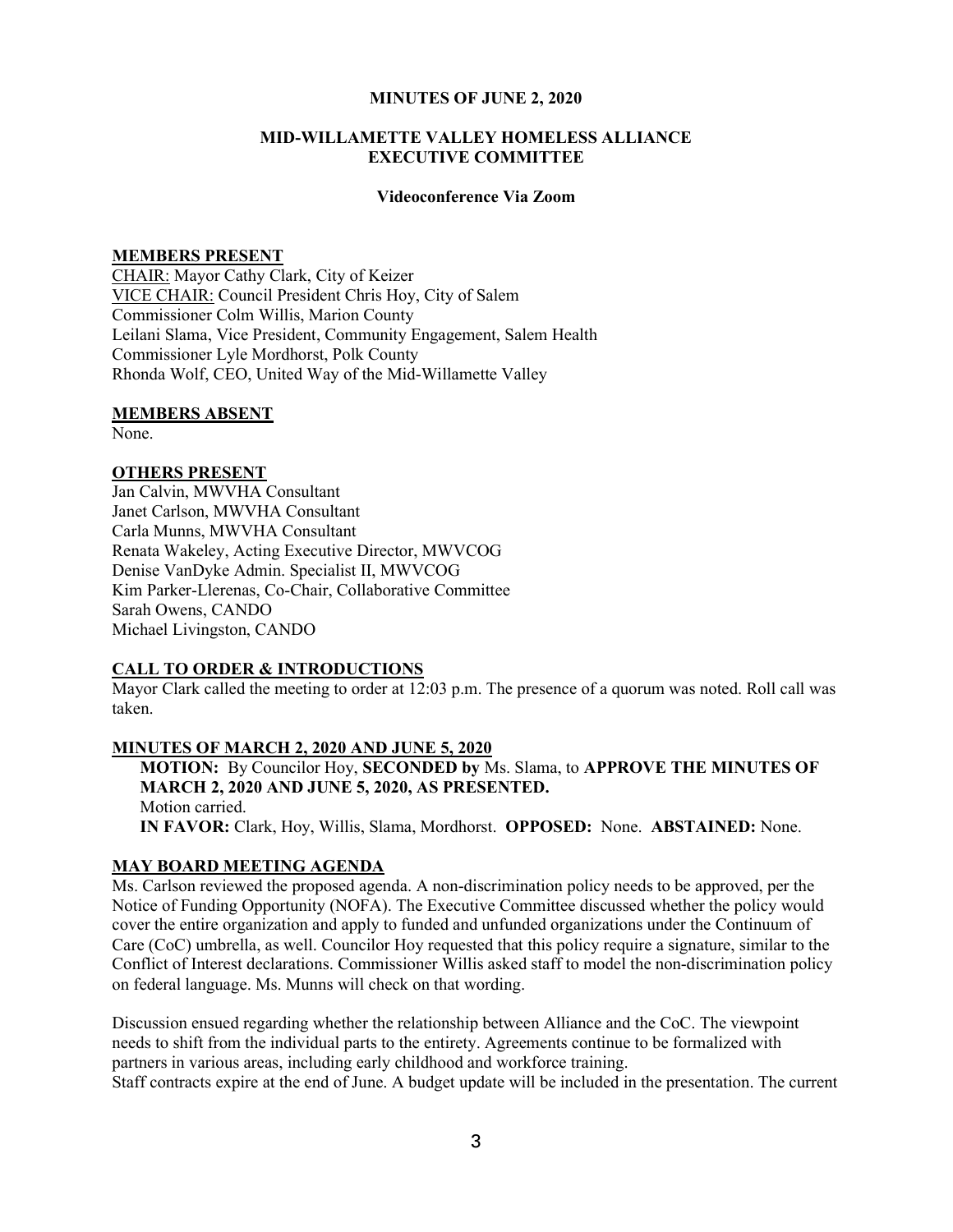**MINUTES OF JUNE 2, 2020**

**MID-WILLAMETTE VALLEY HOMELESS ALLIANCE EXECUTIVE COMMITTEE**

**Videoconference Via Zoom**

## MEMBERS PRESENT

CHAIR: Mayor Cathy Clark, City of Keizer
VICE CHAIR: Council President Chris Hoy, City of Salem
Commissioner Colm Willis, Marion County
Leilani Slama, Vice President, Community Engagement, Salem Health
Commissioner Lyle Mordhorst, Polk County
Rhonda Wolf, CEO, United Way of the Mid-Willamette Valley

## MEMBERS ABSENT

None.

## OTHERS PRESENT

Jan Calvin, MWVHA Consultant
Janet Carlson, MWVHA Consultant
Carla Munns, MWVHA Consultant
Renata Wakeley, Acting Executive Director, MWVCOG
Denise VanDyke Admin. Specialist II, MWVCOG
Kim Parker-Llerenas, Co-Chair, Collaborative Committee
Sarah Owens, CANDO
Michael Livingston, CANDO

## CALL TO ORDER & INTRODUCTIONS

Mayor Clark called the meeting to order at 12:03 p.m. The presence of a quorum was noted. Roll call was taken.

## MINUTES OF MARCH 2, 2020 AND JUNE 5, 2020

**MOTION:** By Councilor Hoy, **SECONDED by** Ms. Slama, to **APPROVE THE MINUTES OF MARCH 2, 2020 AND JUNE 5, 2020, AS PRESENTED.**
Motion carried.
**IN FAVOR:** Clark, Hoy, Willis, Slama, Mordhorst. **OPPOSED:** None. **ABSTAINED:** None.

## MAY BOARD MEETING AGENDA

Ms. Carlson reviewed the proposed agenda. A non-discrimination policy needs to be approved, per the Notice of Funding Opportunity (NOFA). The Executive Committee discussed whether the policy would cover the entire organization and apply to funded and unfunded organizations under the Continuum of Care (CoC) umbrella, as well. Councilor Hoy requested that this policy require a signature, similar to the Conflict of Interest declarations. Commissioner Willis asked staff to model the non-discrimination policy on federal language. Ms. Munns will check on that wording.

Discussion ensued regarding whether the relationship between Alliance and the CoC. The viewpoint needs to shift from the individual parts to the entirety. Agreements continue to be formalized with partners in various areas, including early childhood and workforce training.
Staff contracts expire at the end of June. A budget update will be included in the presentation. The current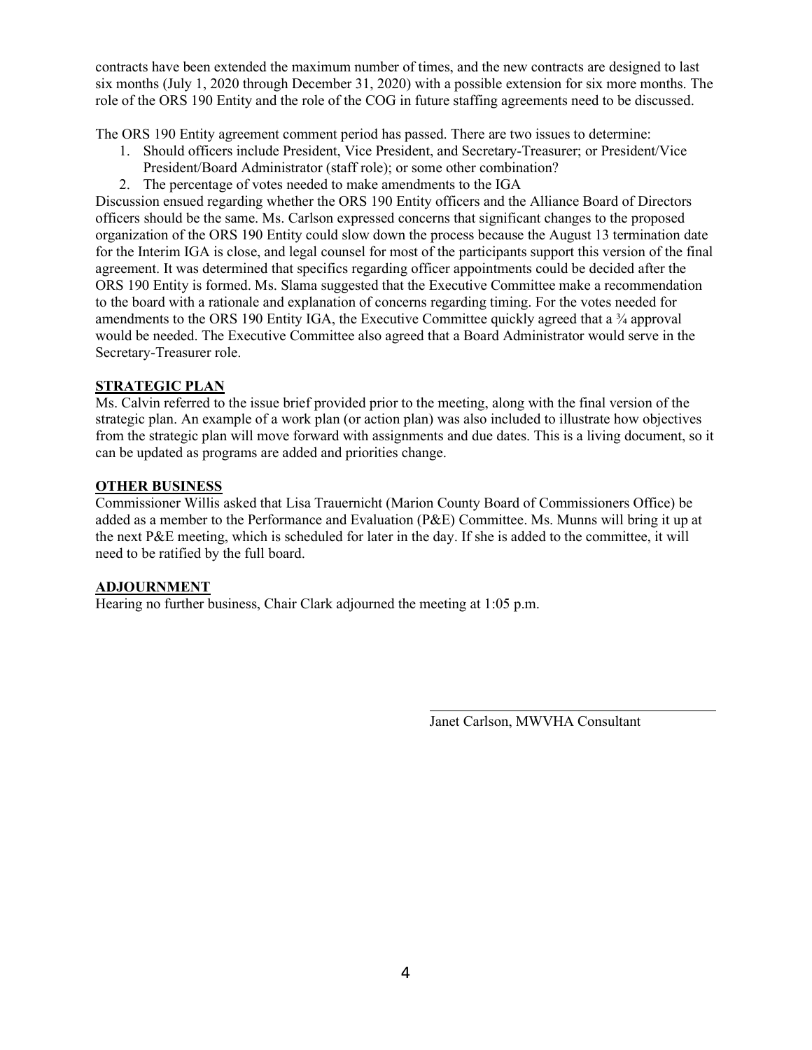contracts have been extended the maximum number of times, and the new contracts are designed to last six months (July 1, 2020 through December 31, 2020) with a possible extension for six more months. The role of the ORS 190 Entity and the role of the COG in future staffing agreements need to be discussed.

The ORS 190 Entity agreement comment period has passed. There are two issues to determine:

1. Should officers include President, Vice President, and Secretary-Treasurer; or President/Vice President/Board Administrator (staff role); or some other combination?
2. The percentage of votes needed to make amendments to the IGA

Discussion ensued regarding whether the ORS 190 Entity officers and the Alliance Board of Directors officers should be the same. Ms. Carlson expressed concerns that significant changes to the proposed organization of the ORS 190 Entity could slow down the process because the August 13 termination date for the Interim IGA is close, and legal counsel for most of the participants support this version of the final agreement. It was determined that specifics regarding officer appointments could be decided after the ORS 190 Entity is formed. Ms. Slama suggested that the Executive Committee make a recommendation to the board with a rationale and explanation of concerns regarding timing. For the votes needed for amendments to the ORS 190 Entity IGA, the Executive Committee quickly agreed that a ¾ approval would be needed. The Executive Committee also agreed that a Board Administrator would serve in the Secretary-Treasurer role.

**STRATEGIC PLAN**

Ms. Calvin referred to the issue brief provided prior to the meeting, along with the final version of the strategic plan. An example of a work plan (or action plan) was also included to illustrate how objectives from the strategic plan will move forward with assignments and due dates. This is a living document, so it can be updated as programs are added and priorities change.

**OTHER BUSINESS**

Commissioner Willis asked that Lisa Trauernicht (Marion County Board of Commissioners Office) be added as a member to the Performance and Evaluation (P&E) Committee. Ms. Munns will bring it up at the next P&E meeting, which is scheduled for later in the day. If she is added to the committee, it will need to be ratified by the full board.

**ADJOURNMENT**

Hearing no further business, Chair Clark adjourned the meeting at 1:05 p.m.

Janet Carlson, MWVHA Consultant